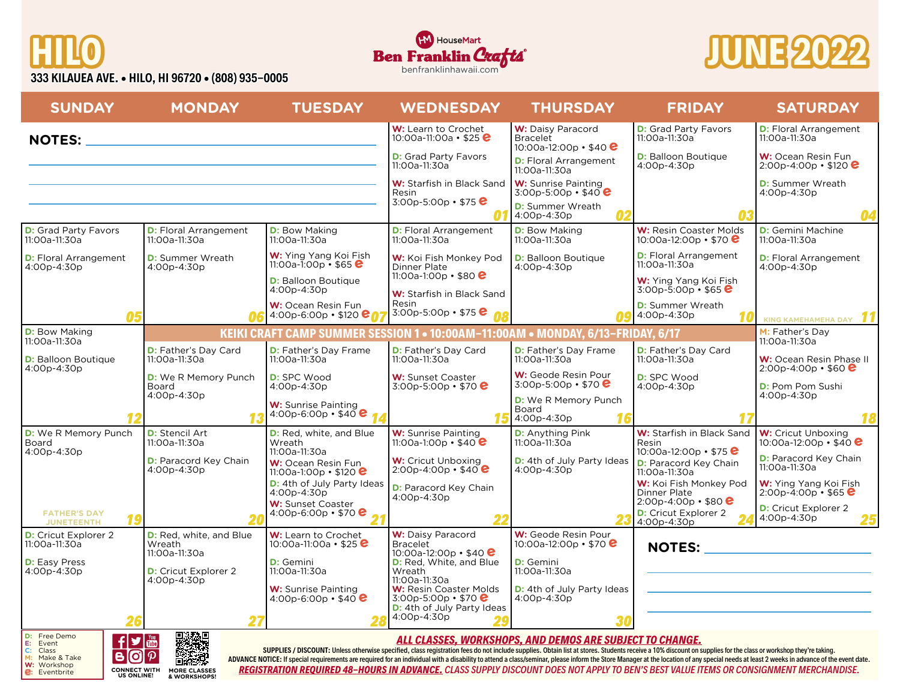# HILO

**333 KILAUEA AVE. • HILO, HI 96720 • (808) 935-0005**

HouseMart Ben Franklin Crafts
benfranklinhawaii.com

# JUNE 2022

| SUNDAY | MONDAY | TUESDAY | WEDNESDAY | THURSDAY | FRIDAY | SATURDAY |
|---|---|---|---|---|---|---|
| **NOTES:** | | | **01**<br>W: Learn to Crochet 10:00a-11:00a • $25 e<br>D: Grad Party Favors 11:00a-11:30a<br>W: Starfish in Black Sand Resin 3:00p-5:00p • $75 e | **02**<br>W: Daisy Paracord Bracelet 10:00a-12:00p • $40 e<br>D: Floral Arrangement 11:00a-11:30a<br>W: Sunrise Painting 3:00p-5:00p • $40 e<br>D: Summer Wreath 4:00p-4:30p | **03**<br>D: Grad Party Favors 11:00a-11:30a<br>D: Balloon Boutique 4:00p-4:30p | **04**<br>D: Floral Arrangement 11:00a-11:30a<br>W: Ocean Resin Fun 2:00p-4:00p • $120 e<br>D: Summer Wreath 4:00p-4:30p |
| **05**<br>D: Grad Party Favors 11:00a-11:30a<br>D: Floral Arrangement 4:00p-4:30p | **06**<br>D: Floral Arrangement 11:00a-11:30a<br>D: Summer Wreath 4:00p-4:30p | **07**<br>D: Bow Making 11:00a-11:30a<br>W: Ying Yang Koi Fish 11:00a-1:00p • $65 e<br>D: Balloon Boutique 4:00p-4:30p<br>W: Ocean Resin Fun 4:00p-6:00p • $120 e | **08**<br>D: Floral Arrangement 11:00a-11:30a<br>W: Koi Fish Monkey Pod Dinner Plate 11:00a-1:00p • $80 e<br>W: Starfish in Black Sand Resin 3:00p-5:00p • $75 e | **09**<br>D: Bow Making 11:00a-11:30a<br>D: Balloon Boutique 4:00p-4:30p | **10**<br>W: Resin Coaster Molds 10:00a-12:00p • $70 e<br>D: Floral Arrangement 11:00a-11:30a<br>W: Ying Yang Koi Fish 3:00p-5:00p • $65 e<br>D: Summer Wreath 4:00p-4:30p | **11**<br>D: Gemini Machine 11:00a-11:30a<br>D: Floral Arrangement 4:00p-4:30p<br>KING KAMEHAMEHA DAY |
| **12**<br>D: Bow Making 11:00a-11:30a<br>D: Balloon Boutique 4:00p-4:30p | **13**<br>KEIKI CRAFT CAMP SUMMER SESSION 1 • 10:00AM-11:00AM • MONDAY, 6/13-FRIDAY, 6/17<br>D: Father's Day Card 11:00a-11:30a<br>D: We R Memory Punch Board 4:00p-4:30p | **14**<br>D: Father's Day Frame 11:00a-11:30a<br>D: SPC Wood 4:00p-4:30p<br>W: Sunrise Painting 4:00p-6:00p • $40 e | **15**<br>D: Father's Day Card 11:00a-11:30a<br>W: Sunset Coaster 3:00p-5:00p • $70 e | **16**<br>D: Father's Day Frame 11:00a-11:30a<br>W: Geode Resin Pour 3:00p-5:00p • $70 e<br>D: We R Memory Punch Board 4:00p-4:30p | **17**<br>D: Father's Day Card 11:00a-11:30a<br>D: SPC Wood 4:00p-4:30p | **18**<br>M: Father's Day 11:00a-11:30a<br>W: Ocean Resin Phase II 2:00p-4:00p • $60 e<br>D: Pom Pom Sushi 4:00p-4:30p |
| **19**<br>D: We R Memory Punch Board 4:00p-4:30p<br>FATHER'S DAY<br>JUNETEENTH | **20**<br>D: Stencil Art 11:00a-11:30a<br>D: Paracord Key Chain 4:00p-4:30p | **21**<br>D: Red, white, and Blue Wreath 11:00a-11:30a<br>W: Ocean Resin Fun 11:00a-1:00p • $120 e<br>D: 4th of July Party Ideas 4:00p-4:30p<br>W: Sunset Coaster 4:00p-6:00p • $70 e | **22**<br>W: Sunrise Painting 11:00a-1:00p • $40 e<br>W: Cricut Unboxing 2:00p-4:00p • $40 e<br>D: Paracord Key Chain 4:00p-4:30p | **23**<br>D: Anything Pink 11:00a-11:30a<br>D: 4th of July Party Ideas 4:00p-4:30p | **24**<br>W: Starfish in Black Sand Resin 10:00a-12:00p • $75 e<br>D: Paracord Key Chain 11:00a-11:30a<br>W: Koi Fish Monkey Pod Dinner Plate 2:00p-4:00p • $80 e<br>D: Cricut Explorer 2 4:00p-4:30p | **25**<br>W: Cricut Unboxing 10:00a-12:00p • $40 e<br>D: Paracord Key Chain 11:00a-11:30a<br>W: Ying Yang Koi Fish 2:00p-4:00p • $65 e<br>D: Cricut Explorer 2 4:00p-4:30p |
| **26**<br>D: Cricut Explorer 2 11:00a-11:30a<br>D: Easy Press 4:00p-4:30p | **27**<br>D: Red, white, and Blue Wreath 11:00a-11:30a<br>D: Cricut Explorer 2 4:00p-4:30p | **28**<br>W: Learn to Crochet 10:00a-11:00a • $25 e<br>D: Gemini 11:00a-11:30a<br>W: Sunrise Painting 4:00p-6:00p • $40 e | **29**<br>W: Daisy Paracord Bracelet 10:00a-12:00p • $40 e<br>D: Red, White, and Blue Wreath 11:00a-11:30a<br>W: Resin Coaster Molds 3:00p-5:00p • $70 e<br>D: 4th of July Party Ideas 4:00p-4:30p | **30**<br>W: Geode Resin Pour 10:00a-12:00p • $70 e<br>D: Gemini 11:00a-11:30a<br>D: 4th of July Party Ideas 4:00p-4:30p | **NOTES:** | |

**D:** Free Demo
**E:** Event
**C:** Class
**M:** Make & Take
**W:** Workshop
**e:** Eventbrite

CONNECT WITH US ONLINE!

MORE CLASSES & WORKSHOPS!

***ALL CLASSES, WORKSHOPS, AND DEMOS ARE SUBJECT TO CHANGE.***

**SUPPLIES / DISCOUNT:** Unless otherwise specified, class registration fees do not include supplies. Obtain list at stores. Students receive a 10% discount on supplies for the class or workshop they're taking.

**ADVANCE NOTICE:** If special requirements are required for an individual with a disability to attend a class/seminar, please inform the Store Manager at the location of any special needs at least 2 weeks in advance of the event date.

***REGISTRATION REQUIRED 48-HOURS IN ADVANCE. CLASS SUPPLY DISCOUNT DOES NOT APPLY TO BEN'S BEST VALUE ITEMS OR CONSIGNMENT MERCHANDISE.***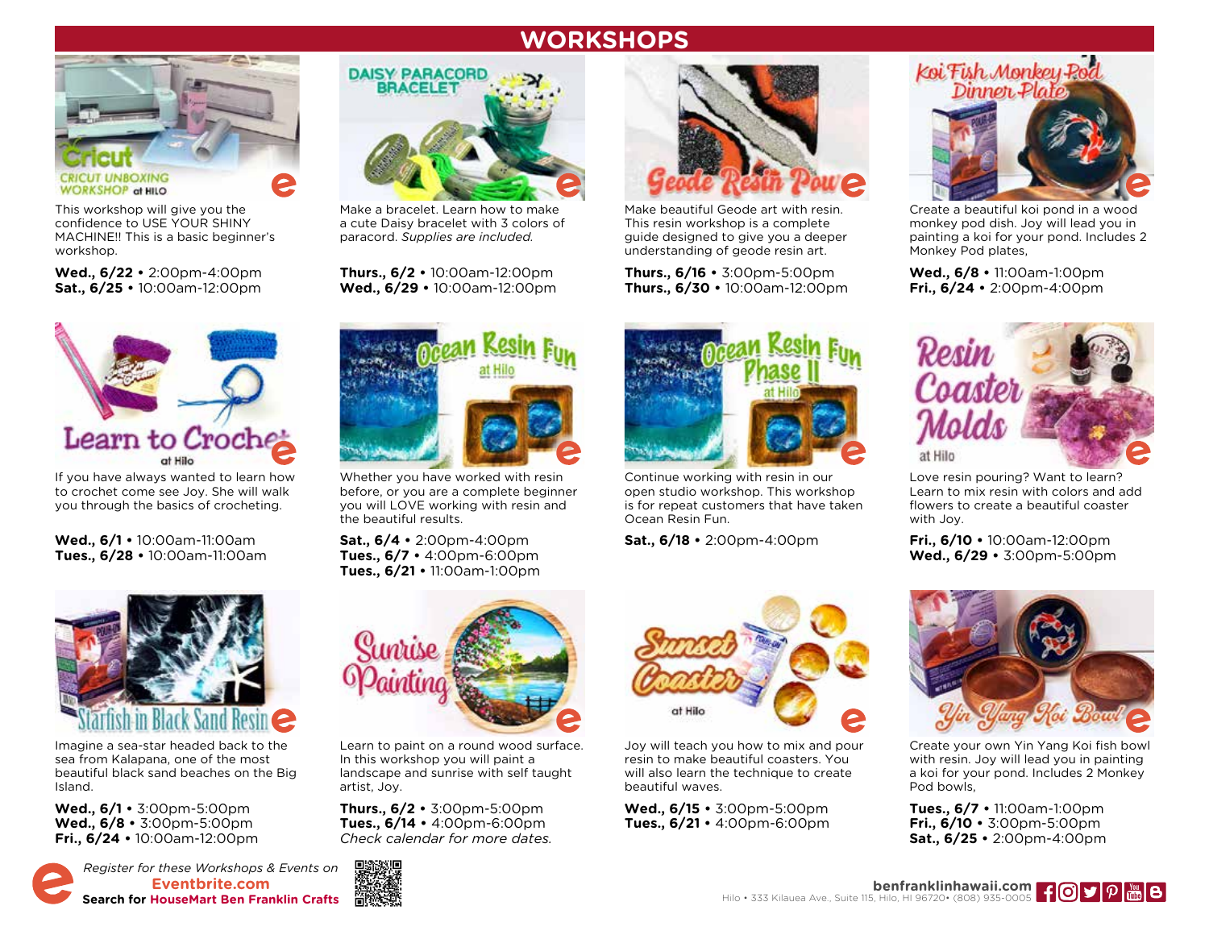# WORKSHOPS

### Cricut Unboxing Workshop at Hilo

This workshop will give you the confidence to USE YOUR SHINY MACHINE!! This is a basic beginner's workshop.

**Wed., 6/22** • 2:00pm-4:00pm
**Sat., 6/25** • 10:00am-12:00pm

### Daisy Paracord Bracelet

Make a bracelet. Learn how to make a cute Daisy bracelet with 3 colors of paracord. *Supplies are included.*

**Thurs., 6/2** • 10:00am-12:00pm
**Wed., 6/29** • 10:00am-12:00pm

### Geode Resin Pour

Make beautiful Geode art with resin. This resin workshop is a complete guide designed to give you a deeper understanding of geode resin art.

**Thurs., 6/16** • 3:00pm-5:00pm
**Thurs., 6/30** • 10:00am-12:00pm

### Koi Fish Monkey Pod Dinner Plate

Create a beautiful koi pond in a wood monkey pod dish. Joy will lead you in painting a koi for your pond. Includes 2 Monkey Pod plates,

**Wed., 6/8** • 11:00am-1:00pm
**Fri., 6/24** • 2:00pm-4:00pm

### Learn to Crochet at Hilo

If you have always wanted to learn how to crochet come see Joy. She will walk you through the basics of crocheting.

**Wed., 6/1** • 10:00am-11:00am
**Tues., 6/28** • 10:00am-11:00am

### Ocean Resin Fun at Hilo

Whether you have worked with resin before, or you are a complete beginner you will LOVE working with resin and the beautiful results.

**Sat., 6/4** • 2:00pm-4:00pm
**Tues., 6/7** • 4:00pm-6:00pm
**Tues., 6/21** • 11:00am-1:00pm

### Ocean Resin Fun Phase II at Hilo

Continue working with resin in our open studio workshop. This workshop is for repeat customers that have taken Ocean Resin Fun.

**Sat., 6/18** • 2:00pm-4:00pm

### Resin Coaster Molds at Hilo

Love resin pouring? Want to learn? Learn to mix resin with colors and add flowers to create a beautiful coaster with Joy.

**Fri., 6/10** • 10:00am-12:00pm
**Wed., 6/29** • 3:00pm-5:00pm

### Starfish in Black Sand Resin

Imagine a sea-star headed back to the sea from Kalapana, one of the most beautiful black sand beaches on the Big Island.

**Wed., 6/1** • 3:00pm-5:00pm
**Wed., 6/8** • 3:00pm-5:00pm
**Fri., 6/24** • 10:00am-12:00pm

### Sunrise Painting

Learn to paint on a round wood surface. In this workshop you will paint a landscape and sunrise with self taught artist, Joy.

**Thurs., 6/2** • 3:00pm-5:00pm
**Tues., 6/14** • 4:00pm-6:00pm
*Check calendar for more dates.*

### Sunset Coaster at Hilo

Joy will teach you how to mix and pour resin to make beautiful coasters. You will also learn the technique to create beautiful waves.

**Wed., 6/15** • 3:00pm-5:00pm
**Tues., 6/21** • 4:00pm-6:00pm

### Yin Yang Koi Bowl

Create your own Yin Yang Koi fish bowl with resin. Joy will lead you in painting a koi for your pond. Includes 2 Monkey Pod bowls,

**Tues., 6/7** • 11:00am-1:00pm
**Fri., 6/10** • 3:00pm-5:00pm
**Sat., 6/25** • 2:00pm-4:00pm

---

*Register for these Workshops & Events on*
**Eventbrite.com**
**Search for HouseMart Ben Franklin Crafts**

**benfranklinhawaii.com**
Hilo • 333 Kilauea Ave., Suite 115, Hilo, HI 96720• (808) 935-0005